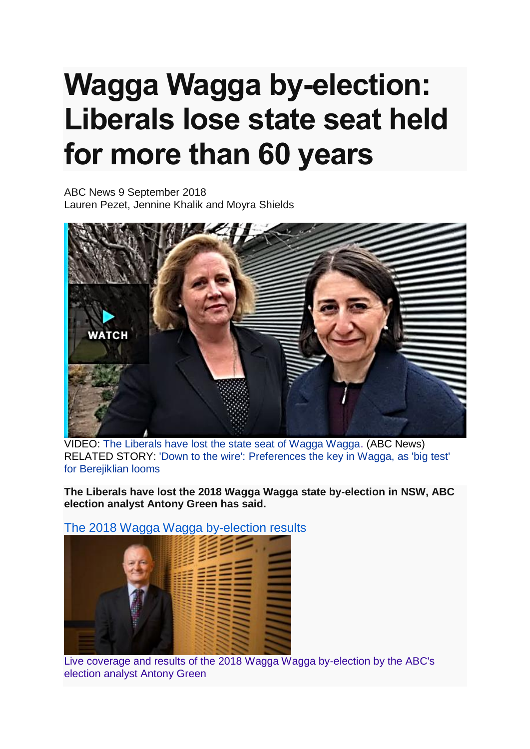# Wagga Wagga by-election: Liberals lose state seat held for more than 60 years

ABC News 9 September 2018
Lauren Pezet, Jennine Khalik and Moyra Shields

VIDEO: The Liberals have lost the state seat of Wagga Wagga. (ABC News)
RELATED STORY: 'Down to the wire': Preferences the key in Wagga, as 'big test' for Berejiklian looms

**The Liberals have lost the 2018 Wagga Wagga state by-election in NSW, ABC election analyst Antony Green has said.**

The 2018 Wagga Wagga by-election results

Live coverage and results of the 2018 Wagga Wagga by-election by the ABC's election analyst Antony Green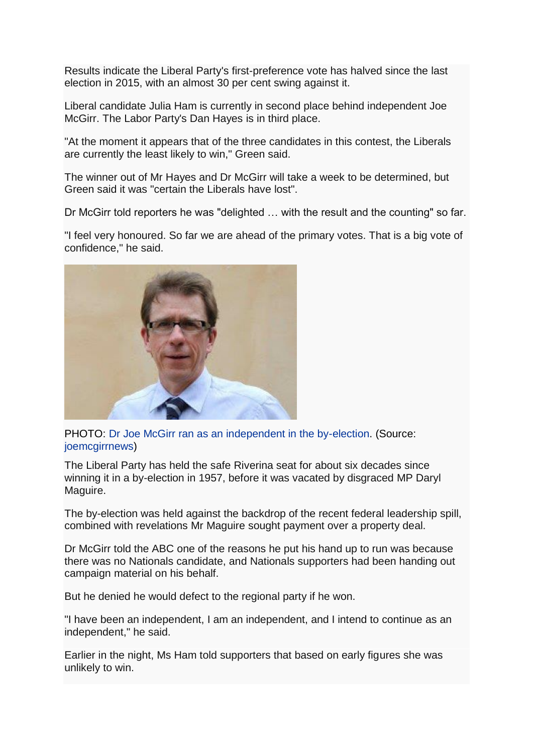Results indicate the Liberal Party's first-preference vote has halved since the last election in 2015, with an almost 30 per cent swing against it.

Liberal candidate Julia Ham is currently in second place behind independent Joe McGirr. The Labor Party's Dan Hayes is in third place.

"At the moment it appears that of the three candidates in this contest, the Liberals are currently the least likely to win," Green said.

The winner out of Mr Hayes and Dr McGirr will take a week to be determined, but Green said it was "certain the Liberals have lost".

Dr McGirr told reporters he was "delighted … with the result and the counting" so far.

"I feel very honoured. So far we are ahead of the primary votes. That is a big vote of confidence," he said.

PHOTO: Dr Joe McGirr ran as an independent in the by-election. (Source: joemcgirrnews)

The Liberal Party has held the safe Riverina seat for about six decades since winning it in a by-election in 1957, before it was vacated by disgraced MP Daryl Maguire.

The by-election was held against the backdrop of the recent federal leadership spill, combined with revelations Mr Maguire sought payment over a property deal.

Dr McGirr told the ABC one of the reasons he put his hand up to run was because there was no Nationals candidate, and Nationals supporters had been handing out campaign material on his behalf.

But he denied he would defect to the regional party if he won.

"I have been an independent, I am an independent, and I intend to continue as an independent," he said.

Earlier in the night, Ms Ham told supporters that based on early figures she was unlikely to win.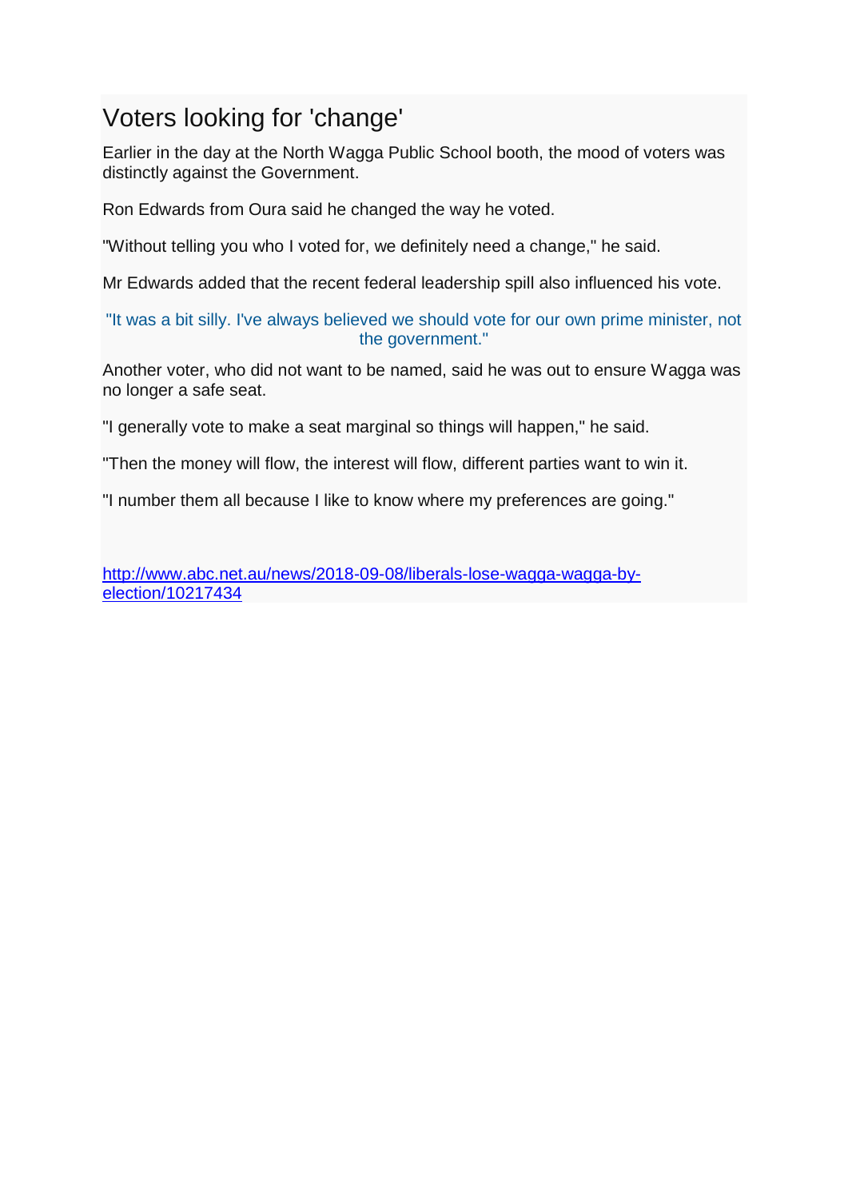## Voters looking for 'change'

Earlier in the day at the North Wagga Public School booth, the mood of voters was distinctly against the Government.

Ron Edwards from Oura said he changed the way he voted.

"Without telling you who I voted for, we definitely need a change," he said.

Mr Edwards added that the recent federal leadership spill also influenced his vote.

> "It was a bit silly. I've always believed we should vote for our own prime minister, not the government."

Another voter, who did not want to be named, said he was out to ensure Wagga was no longer a safe seat.

"I generally vote to make a seat marginal so things will happen," he said.

"Then the money will flow, the interest will flow, different parties want to win it.

"I number them all because I like to know where my preferences are going."

[http://www.abc.net.au/news/2018-09-08/liberals-lose-wagga-wagga-by-election/10217434](http://www.abc.net.au/news/2018-09-08/liberals-lose-wagga-wagga-by-election/10217434)